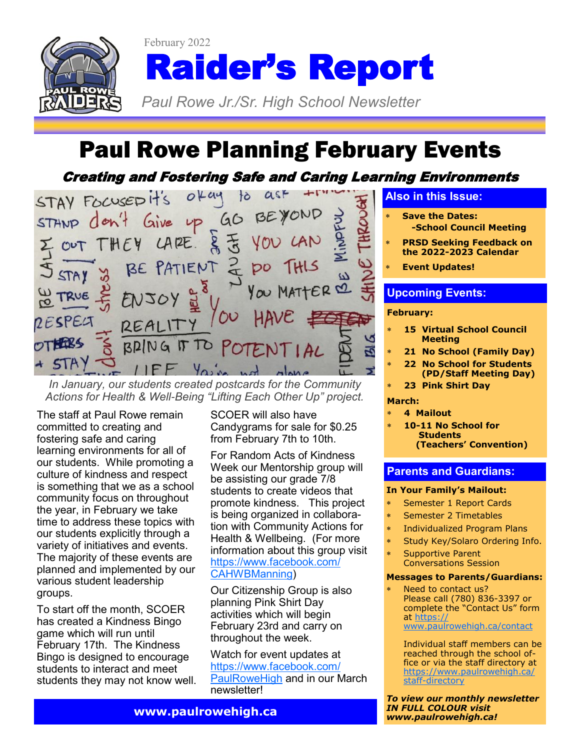February 2022

# Raider's Report

*Paul Rowe Jr./Sr. High School Newsletter*

## Paul Rowe Planning February Events

### *Creating and Fostering Safe and Caring Learning Environments*

*In January, our students created postcards for the Community Actions for Health & Well-Being "Lifting Each Other Up" project.*

The staff at Paul Rowe remain committed to creating and fostering safe and caring learning environments for all of our students. While promoting a culture of kindness and respect is something that we as a school community focus on throughout the year, in February we take time to address these topics with our students explicitly through a variety of initiatives and events. The majority of these events are planned and implemented by our various student leadership groups.

To start off the month, SCOER has created a Kindness Bingo game which will run until February 17th. The Kindness Bingo is designed to encourage students to interact and meet students they may not know well.

SCOER will also have Candygrams for sale for $0.25 from February 7th to 10th.

For Random Acts of Kindness Week our Mentorship group will be assisting our grade 7/8 students to create videos that promote kindness. This project is being organized in collaboration with Community Actions for Health & Wellbeing. (For more information about this group visit https://www.facebook.com/CAHWBManning)

Our Citizenship Group is also planning Pink Shirt Day activities which will begin February 23rd and carry on throughout the week.

Watch for event updates at https://www.facebook.com/PaulRoweHigh and in our March newsletter!

**www.paulrowehigh.ca**

### Also in this Issue:

- **Save the Dates: -School Council Meeting**
- **PRSD Seeking Feedback on the 2022-2023 Calendar**
- **Event Updates!**

### Upcoming Events:

**February:**

- **15 Virtual School Council Meeting**
- **21 No School (Family Day)**
- **22 No School for Students (PD/Staff Meeting Day)**
- **23 Pink Shirt Day**

**March:**

- **4 Mailout**
- **10-11 No School for Students (Teachers' Convention)**

### Parents and Guardians:

**In Your Family's Mailout:**

- Semester 1 Report Cards
- Semester 2 Timetables
- Individualized Program Plans
- Study Key/Solaro Ordering Info.
- Supportive Parent Conversations Session

**Messages to Parents/Guardians:**

- Need to contact us? Please call (780) 836-3397 or complete the "Contact Us" form at https://www.paulrowehigh.ca/contact

  Individual staff members can be reached through the school office or via the staff directory at https://www.paulrowehigh.ca/staff-directory

***To view our monthly newsletter IN FULL COLOUR visit www.paulrowehigh.ca!***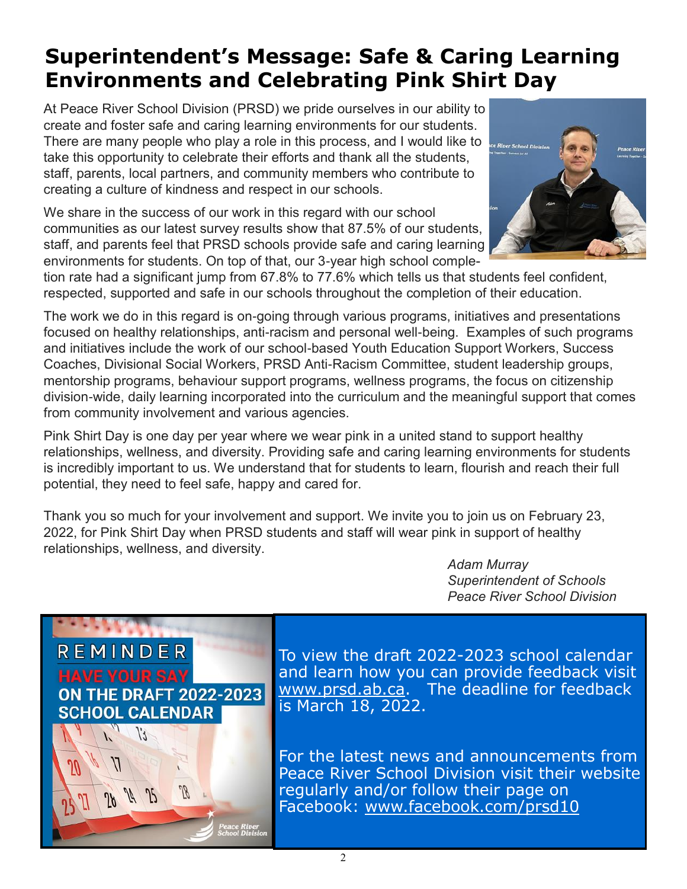# Superintendent's Message: Safe & Caring Learning Environments and Celebrating Pink Shirt Day

At Peace River School Division (PRSD) we pride ourselves in our ability to create and foster safe and caring learning environments for our students. There are many people who play a role in this process, and I would like to take this opportunity to celebrate their efforts and thank all the students, staff, parents, local partners, and community members who contribute to creating a culture of kindness and respect in our schools.

We share in the success of our work in this regard with our school communities as our latest survey results show that 87.5% of our students, staff, and parents feel that PRSD schools provide safe and caring learning environments for students. On top of that, our 3-year high school completion rate had a significant jump from 67.8% to 77.6% which tells us that students feel confident, respected, supported and safe in our schools throughout the completion of their education.

The work we do in this regard is on-going through various programs, initiatives and presentations focused on healthy relationships, anti-racism and personal well-being. Examples of such programs and initiatives include the work of our school-based Youth Education Support Workers, Success Coaches, Divisional Social Workers, PRSD Anti-Racism Committee, student leadership groups, mentorship programs, behaviour support programs, wellness programs, the focus on citizenship division-wide, daily learning incorporated into the curriculum and the meaningful support that comes from community involvement and various agencies.

Pink Shirt Day is one day per year where we wear pink in a united stand to support healthy relationships, wellness, and diversity. Providing safe and caring learning environments for students is incredibly important to us. We understand that for students to learn, flourish and reach their full potential, they need to feel safe, happy and cared for.

Thank you so much for your involvement and support. We invite you to join us on February 23, 2022, for Pink Shirt Day when PRSD students and staff will wear pink in support of healthy relationships, wellness, and diversity.

*Adam Murray*
*Superintendent of Schools*
*Peace River School Division*

**REMINDER**
**HAVE YOUR SAY ON THE DRAFT 2022-2023 SCHOOL CALENDAR**

To view the draft 2022-2023 school calendar and learn how you can provide feedback visit www.prsd.ab.ca. The deadline for feedback is March 18, 2022.

For the latest news and announcements from Peace River School Division visit their website regularly and/or follow their page on Facebook: www.facebook.com/prsd10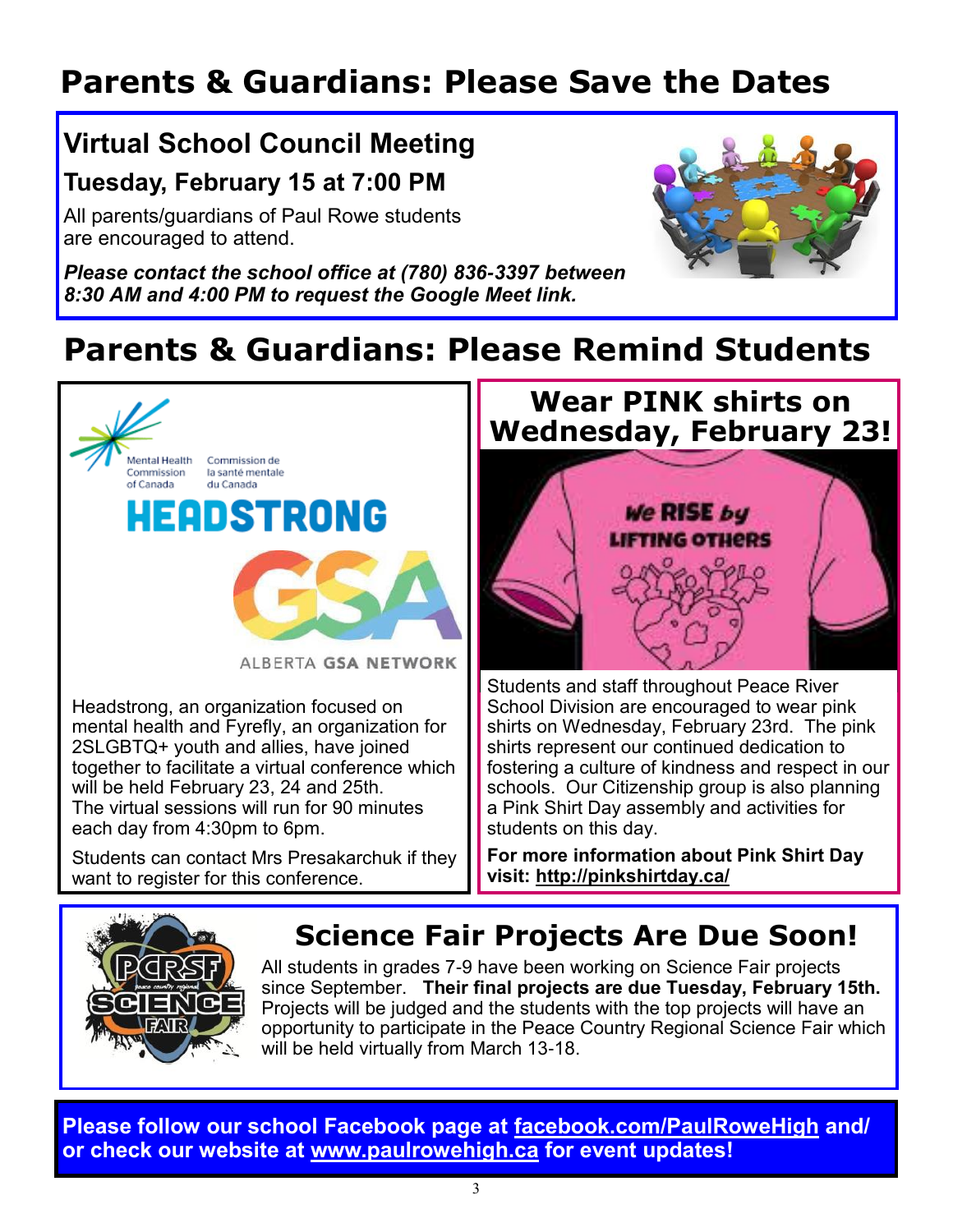# Parents & Guardians: Please Save the Dates

## Virtual School Council Meeting

### Tuesday, February 15 at 7:00 PM

All parents/guardians of Paul Rowe students are encouraged to attend.

***Please contact the school office at (780) 836-3397 between 8:30 AM and 4:00 PM to request the Google Meet link.***

# Parents & Guardians: Please Remind Students

Mental Health Commission of Canada / Commission de la santé mentale du Canada

HEADSTRONG

GSA

ALBERTA **GSA NETWORK**

Headstrong, an organization focused on mental health and Fyrefly, an organization for 2SLGBTQ+ youth and allies, have joined together to facilitate a virtual conference which will be held February 23, 24 and 25th. The virtual sessions will run for 90 minutes each day from 4:30pm to 6pm.

Students can contact Mrs Presakarchuk if they want to register for this conference.

## Wear PINK shirts on Wednesday, February 23!

We RISE by LIFTING OTHERS

Students and staff throughout Peace River School Division are encouraged to wear pink shirts on Wednesday, February 23rd. The pink shirts represent our continued dedication to fostering a culture of kindness and respect in our schools. Our Citizenship group is also planning a Pink Shirt Day assembly and activities for students on this day.

**For more information about Pink Shirt Day visit: http://pinkshirtday.ca/**

## Science Fair Projects Are Due Soon!

All students in grades 7-9 have been working on Science Fair projects since September. **Their final projects are due Tuesday, February 15th.** Projects will be judged and the students with the top projects will have an opportunity to participate in the Peace Country Regional Science Fair which will be held virtually from March 13-18.

**Please follow our school Facebook page at facebook.com/PaulRoweHigh and/or check our website at www.paulrowehigh.ca for event updates!**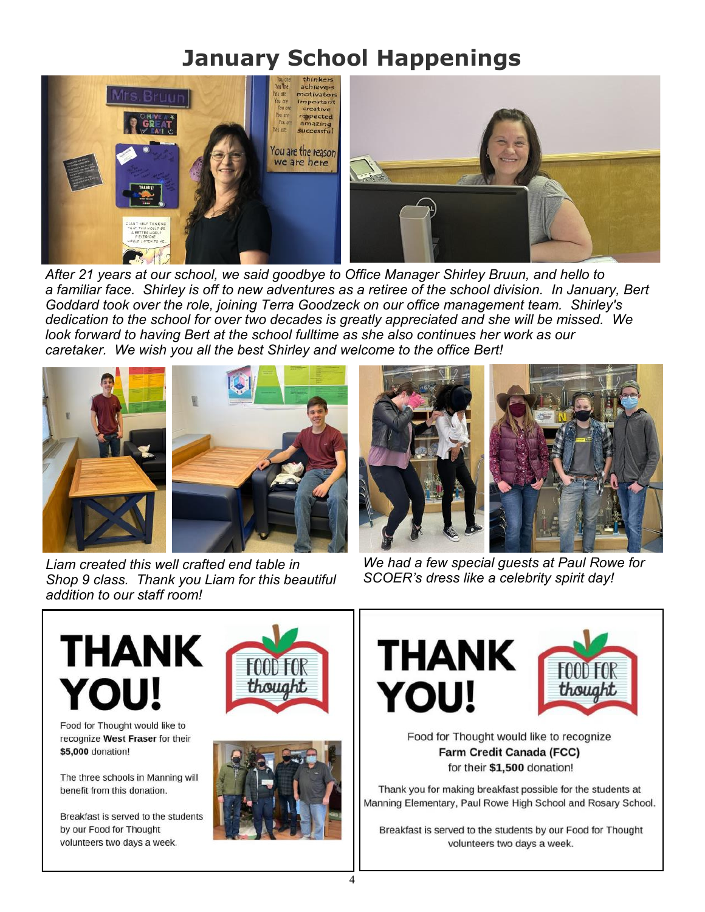# January School Happenings

*After 21 years at our school, we said goodbye to Office Manager Shirley Bruun, and hello to a familiar face. Shirley is off to new adventures as a retiree of the school division. In January, Bert Goddard took over the role, joining Terra Goodzeck on our office management team. Shirley's dedication to the school for over two decades is greatly appreciated and she will be missed. We look forward to having Bert at the school fulltime as she also continues her work as our caretaker. We wish you all the best Shirley and welcome to the office Bert!*

*Liam created this well crafted end table in Shop 9 class. Thank you Liam for this beautiful addition to our staff room!*

*We had a few special guests at Paul Rowe for SCOER's dress like a celebrity spirit day!*

## THANK YOU!

FOOD FOR thought

Food for Thought would like to recognize **West Fraser** for their **$5,000** donation!

The three schools in Manning will benefit from this donation.

Breakfast is served to the students by our Food for Thought volunteers two days a week.

## THANK YOU!

FOOD FOR thought

Food for Thought would like to recognize **Farm Credit Canada (FCC)** for their **$1,500** donation!

Thank you for making breakfast possible for the students at Manning Elementary, Paul Rowe High School and Rosary School.

Breakfast is served to the students by our Food for Thought volunteers two days a week.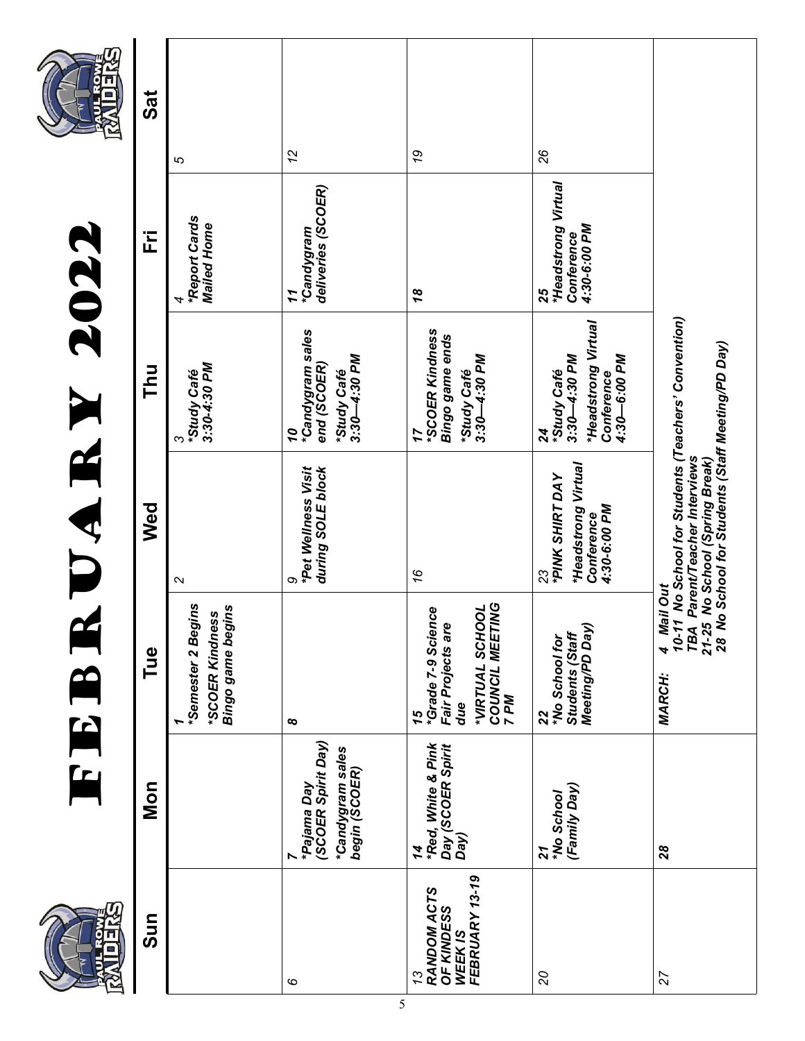# FEBRUARY 2022

| Sun | Mon | Tue | Wed | Thu | Fri | Sat |
| --- | --- | --- | --- | --- | --- | --- |
| | | 1 *Semester 2 Begins *SCOER Kindness Bingo game begins | 2 | 3 *Study Café 3:30-4:30 PM | 4 *Report Cards Mailed Home | 5 |
| 6 | 7 *Pajama Day (SCOER Spirit Day) *Candygram sales begin (SCOER) | 8 | 9 *Pet Wellness Visit during SOLE block | 10 *Candygram sales end (SCOER) *Study Café 3:30—4:30 PM | 11 *Candygram deliveries (SCOER) | 12 |
| 13 RANDOM ACTS OF KINDESS WEEK IS FEBRUARY 13-19 | 14 *Red, White & Pink Day (SCOER Spirit Day) | 15 *Grade 7-9 Science Fair Projects are due *VIRTUAL SCHOOL COUNCIL MEETING 7 PM | 16 | 17 *SCOER Kindness Bingo game ends *Study Café 3:30—4:30 PM | 18 | 19 |
| 20 | 21 *No School (Family Day) | 22 *No School for Students (Staff Meeting/PD Day) | 23 *PINK SHIRT DAY *Headstrong Virtual Conference 4:30-6:00 PM | 24 *Study Café 3:30—4:30 PM *Headstrong Virtual Conference 4:30—6:00 PM | 25 *Headstrong Virtual Conference 4:30-6:00 PM | 26 |
| 27 | 28 | MARCH: 4 Mail Out; 10-11 No School for Students (Teachers' Convention); TBA Parent/Teacher Interviews; 21-25 No School (Spring Break); 28 No School for Students (Staff Meeting/PD Day) | | | | |